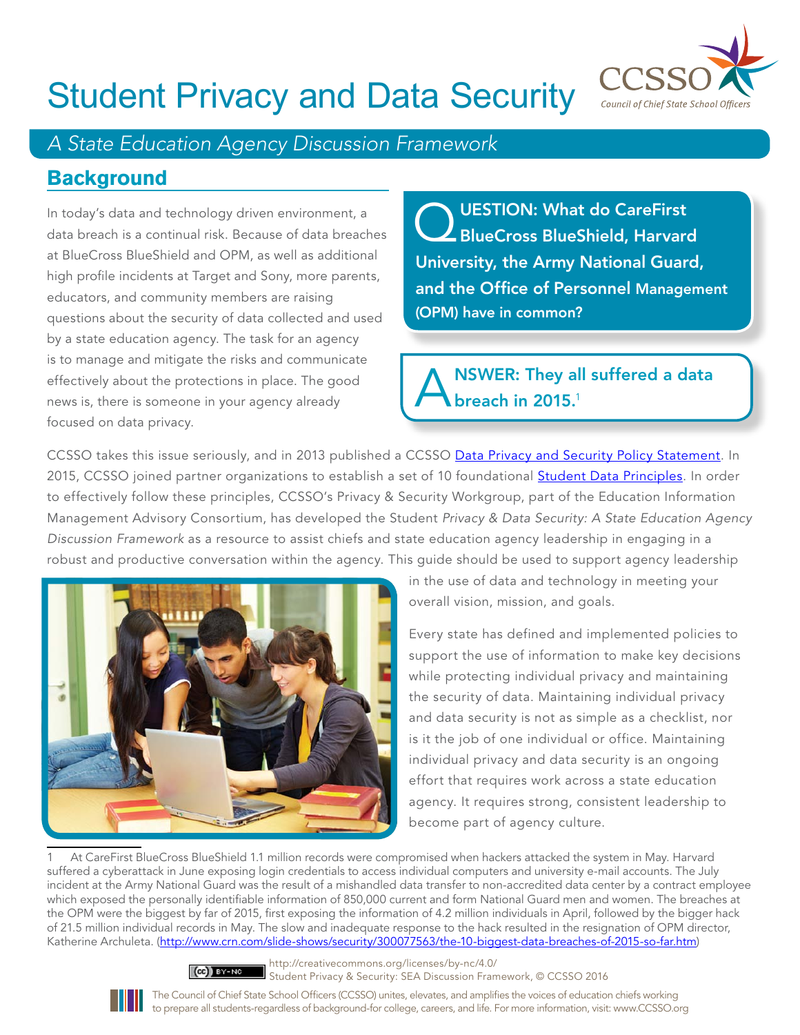# Student Privacy and Data Security

*A State Education Agency Discussion Framework*

## Background

In today's data and technology driven environment, a data breach is a continual risk. Because of data breaches at BlueCross BlueShield and OPM, as well as additional high profile incidents at Target and Sony, more parents, educators, and community members are raising questions about the security of data collected and used by a state education agency. The task for an agency is to manage and mitigate the risks and communicate effectively about the protections in place. The good news is, there is someone in your agency already focused on data privacy.

**QUESTION: What do CareFirst BlueCross BlueShield, Harvard University, the Army National Guard, and the Office of Personnel Management (OPM) have in common?**

**ANSWER: They all suffered a data breach in 2015.[1]**

CCSSO takes this issue seriously, and in 2013 published a CCSSO Data Privacy and Security Policy Statement. In 2015, CCSSO joined partner organizations to establish a set of 10 foundational Student Data Principles. In order to effectively follow these principles, CCSSO's Privacy & Security Workgroup, part of the Education Information Management Advisory Consortium, has developed the Student *Privacy & Data Security: A State Education Agency Discussion Framework* as a resource to assist chiefs and state education agency leadership in engaging in a robust and productive conversation within the agency. This guide should be used to support agency leadership in the use of data and technology in meeting your overall vision, mission, and goals.

Every state has defined and implemented policies to support the use of information to make key decisions while protecting individual privacy and maintaining the security of data. Maintaining individual privacy and data security is not as simple as a checklist, nor is it the job of one individual or office. Maintaining individual privacy and data security is an ongoing effort that requires work across a state education agency. It requires strong, consistent leadership to become part of agency culture.

---

1 At CareFirst BlueCross BlueShield 1.1 million records were compromised when hackers attacked the system in May. Harvard suffered a cyberattack in June exposing login credentials to access individual computers and university e-mail accounts. The July incident at the Army National Guard was the result of a mishandled data transfer to non-accredited data center by a contract employee which exposed the personally identifiable information of 850,000 current and form National Guard men and women. The breaches at the OPM were the biggest by far of 2015, first exposing the information of 4.2 million individuals in April, followed by the bigger hack of 21.5 million individual records in May. The slow and inadequate response to the hack resulted in the resignation of OPM director, Katherine Archuleta. (http://www.crn.com/slide-shows/security/300077563/the-10-biggest-data-breaches-of-2015-so-far.htm)

http://creativecommons.org/licenses/by-nc/4.0/
Student Privacy & Security: SEA Discussion Framework, © CCSSO 2016

The Council of Chief State School Officers (CCSSO) unites, elevates, and amplifies the voices of education chiefs working to prepare all students-regardless of background-for college, careers, and life. For more information, visit: www.CCSSO.org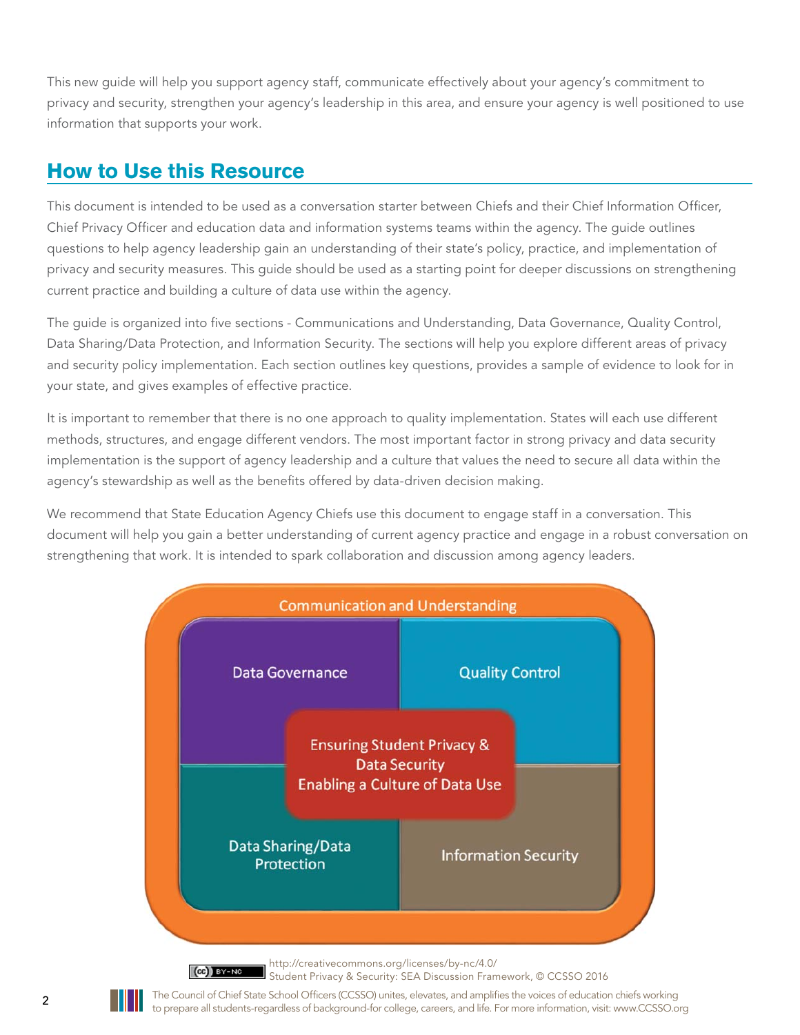This new guide will help you support agency staff, communicate effectively about your agency's commitment to privacy and security, strengthen your agency's leadership in this area, and ensure your agency is well positioned to use information that supports your work.

## How to Use this Resource

This document is intended to be used as a conversation starter between Chiefs and their Chief Information Officer, Chief Privacy Officer and education data and information systems teams within the agency. The guide outlines questions to help agency leadership gain an understanding of their state's policy, practice, and implementation of privacy and security measures. This guide should be used as a starting point for deeper discussions on strengthening current practice and building a culture of data use within the agency.

The guide is organized into five sections - Communications and Understanding, Data Governance, Quality Control, Data Sharing/Data Protection, and Information Security. The sections will help you explore different areas of privacy and security policy implementation. Each section outlines key questions, provides a sample of evidence to look for in your state, and gives examples of effective practice.

It is important to remember that there is no one approach to quality implementation. States will each use different methods, structures, and engage different vendors. The most important factor in strong privacy and data security implementation is the support of agency leadership and a culture that values the need to secure all data within the agency's stewardship as well as the benefits offered by data-driven decision making.

We recommend that State Education Agency Chiefs use this document to engage staff in a conversation. This document will help you gain a better understanding of current agency practice and engage in a robust conversation on strengthening that work. It is intended to spark collaboration and discussion among agency leaders.

Communication and Understanding

Data Governance | Quality Control

Ensuring Student Privacy & Data Security
Enabling a Culture of Data Use

Data Sharing/Data Protection | Information Security

http://creativecommons.org/licenses/by-nc/4.0/
Student Privacy & Security: SEA Discussion Framework, © CCSSO 2016

The Council of Chief State School Officers (CCSSO) unites, elevates, and amplifies the voices of education chiefs working to prepare all students-regardless of background-for college, careers, and life. For more information, visit: www.CCSSO.org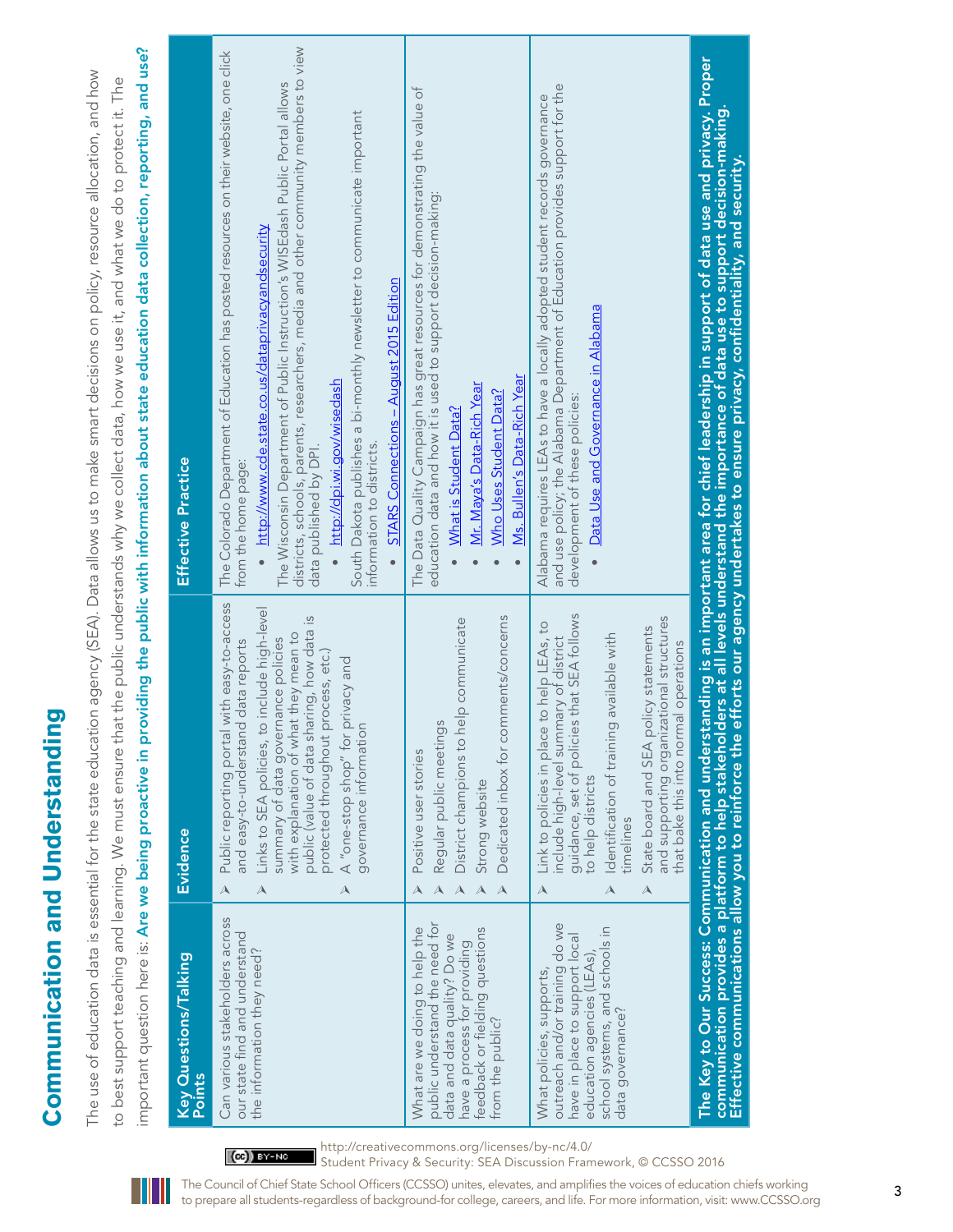# Communication and Understanding

The use of education data is essential for the state education agency (SEA). Data allows us to make smart decisions on policy, resource allocation, and how to best support teaching and learning. We must ensure that the public understands why we collect data, how we use it, and what we do to protect it. The important question here is: **Are we being proactive in providing the public with information about state education data collection, reporting, and use?**

| Key Questions/Talking Points | Evidence | Effective Practice |
|---|---|---|
| Can various stakeholders across our state find and understand the information they need? | ➢ Public reporting portal with easy-to-access and easy-to-understand data reports<br>➢ Links to SEA policies, to include high-level summary of data governance policies with explanation of what they mean to public (value of data sharing, how data is protected throughout process, etc.)<br>➢ A "one-stop shop" for privacy and governance information | The Colorado Department of Education has posted resources on their website, one click from the home page:<br>• http://www.cde.state.co.us/dataprivacyandsecurity<br>The Wisconsin Department of Public Instruction's WISEdash Public Portal allows districts, schools, parents, researchers, media and other community members to view data published by DPI.<br>• http://dpi.wi.gov/wisedash<br>South Dakota publishes a bi-monthly newsletter to communicate important information to districts.<br>• STARS Connections – August 2015 Edition |
| What are we doing to help the public understand the need for data and data quality? Do we have a process for providing feedback or fielding questions from the public? | ➢ Positive user stories<br>➢ Regular public meetings<br>➢ District champions to help communicate<br>➢ Strong website<br>➢ Dedicated inbox for comments/concerns | The Data Quality Campaign has great resources for demonstrating the value of education data and how it is used to support decision-making:<br>• What is Student Data?<br>• Mr. Maya's Data-Rich Year<br>• Who Uses Student Data?<br>• Ms. Bullen's Data-Rich Year |
| What policies, supports, outreach and/or training do we have in place to support local education agencies (LEAs), school systems, and schools in data governance? | ➢ Link to policies in place to help LEAs, to include high-level summary of district guidance, set of policies that SEA follows to help districts<br>➢ Identification of training available with timelines<br>➢ State board and SEA policy statements and supporting organizational structures that bake this into normal operations | Alabama requires LEAs to have a locally adopted student records governance and use policy; the Alabama Department of Education provides support for the development of these policies:<br>• Data Use and Governance in Alabama |

**The Key to Our Success: Communication and understanding is an important area for chief leadership in support of data use and privacy. Proper communication provides a platform to help stakeholders at all levels understand the importance of data use to support decision-making. Effective communications allow you to reinforce the efforts our agency undertakes to ensure privacy, confidentiality, and security.**

http://creativecommons.org/licenses/by-nc/4.0/
Student Privacy & Security: SEA Discussion Framework, © CCSSO 2016

The Council of Chief State School Officers (CCSSO) unites, elevates, and amplifies the voices of education chiefs working to prepare all students-regardless of background-for college, careers, and life. For more information, visit: www.CCSSO.org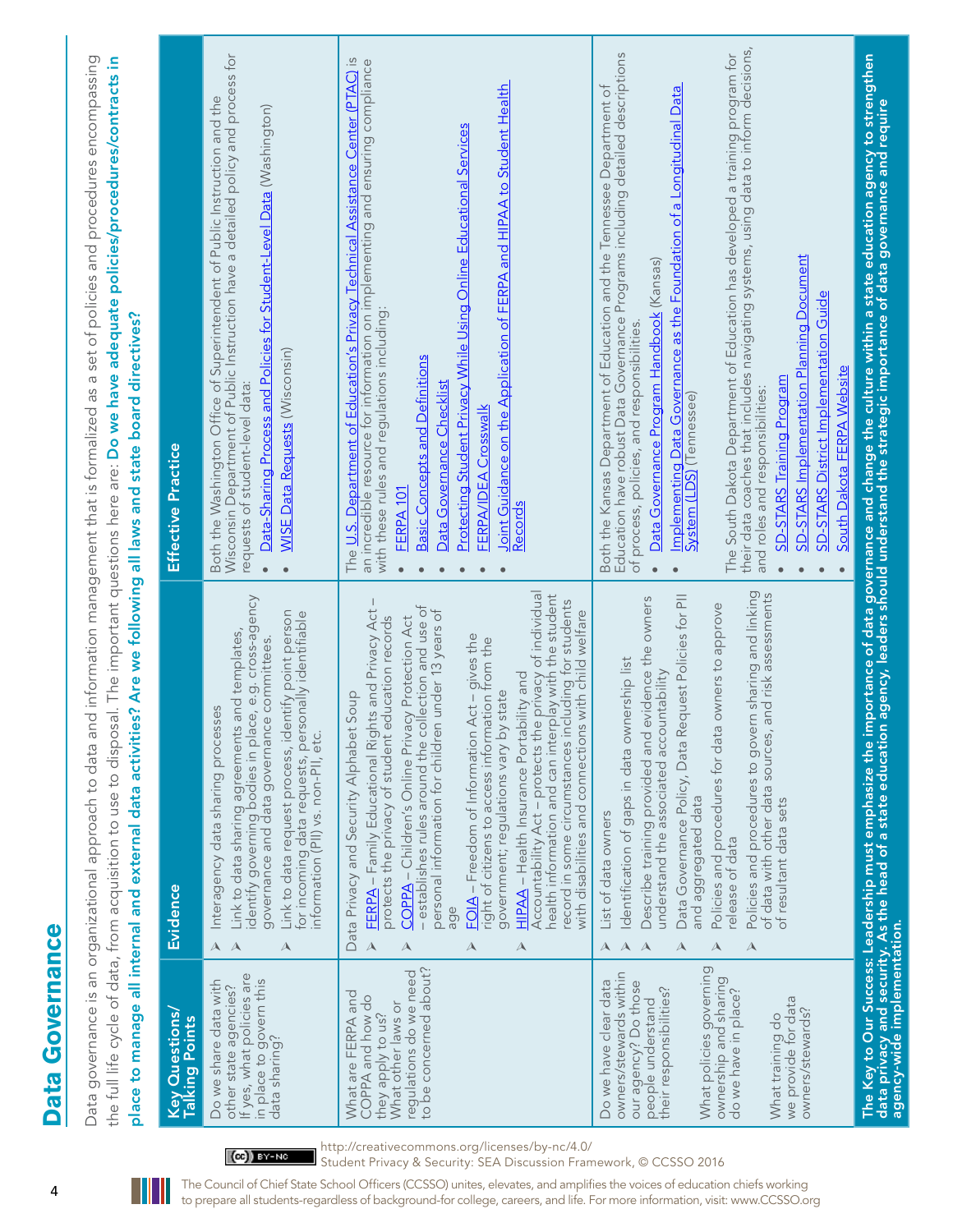# Data Governance

Data governance is an organizational approach to data and information management that is formalized as a set of policies and procedures encompassing the full life cycle of data, from acquisition to use to disposal. The important questions here are: **Do we have adequate policies/procedures/contracts in place to manage all internal and external data activities? Are we following all laws and state board directives?**

| Key Questions/ Talking Points | Evidence | Effective Practice |
|---|---|---|
| Do we share data with other state agencies? If yes, what policies are in place to govern this data sharing? | Interagency data sharing processes<br>Link to data sharing agreements and templates, identify governing bodies in place, e.g. cross-agency governance and data governance committees.<br>Link to data request process, identify point person for incoming data requests, personally identifiable information (PII) vs. non-PII, etc. | Both the Washington Office of Superintendent of Public Instruction and the Wisconsin Department of Public Instruction have a detailed policy and process for requests of student-level data:<br>• Data-Sharing Process and Policies for Student-Level Data (Washington)<br>• WISE Data Requests (Wisconsin) |
| What are FERPA and COPPA and how do they apply to us? What other laws or regulations do we need to be concerned about? | Data Privacy and Security Alphabet Soup<br>FERPA – Family Educational Rights and Privacy Act – protects the privacy of student education records<br>COPPA – Children's Online Privacy Protection Act – establishes rules around the collection and use of personal information for children under 13 years of age<br>FOIA – Freedom of Information Act – gives the right of citizens to access information from the government; regulations vary by state<br>HIPAA – Health Insurance Portability and Accountability Act – protects the privacy of individual health information and can interplay with the student record in some circumstances including for students with disabilities and connections with child welfare | The U.S. Department of Education's Privacy Technical Assistance Center (PTAC) is an incredible resource for information on implementing and ensuring compliance with these rules and regulations including:<br>• FERPA 101<br>• Basic Concepts and Definitions<br>• Data Governance Checklist<br>• Protecting Student Privacy While Using Online Educational Services<br>• FERPA/IDEA Crosswalk<br>• Joint Guidance on the Application of FERPA and HIPAA to Student Health Records |
| Do we have clear data owners/stewards within our agency? Do those people understand their responsibilities?<br><br>What policies governing ownership and sharing do we have in place?<br><br>What training do we provide for data owners/stewards? | List of data owners<br>Identification of gaps in data ownership list<br>Describe training provided and evidence the owners understand the associated accountability<br>Data Governance Policy, Data Request Policies for PII and aggregated data<br>Policies and procedures for data owners to approve release of data<br>Policies and procedures to govern sharing and linking of data with other data sources, and risk assessments of resultant data sets | Both the Kansas Department of Education and the Tennessee Department of Education have robust Data Governance Programs including detailed descriptions of process, policies, and responsibilities.<br>• Data Governance Program Handbook (Kansas)<br>• Implementing Data Governance as the Foundation of a Longitudinal Data System (LDS) (Tennessee)<br><br>The South Dakota Department of Education has developed a training program for their data coaches that includes navigating systems, using data to inform decisions, and roles and responsibilities:<br>• SD-STARS Training Program<br>• SD-STARS Implementation Planning Document<br>• SD-STARS District Implementation Guide<br>• South Dakota FERPA Website |

**The Key to Our Success: Leadership must emphasize the importance of data governance and change the culture within a state education agency to strengthen data privacy and security. As the head of a state education agency, leaders should understand the strategic importance of data governance and require agency-wide implementation.**

http://creativecommons.org/licenses/by-nc/4.0/
Student Privacy & Security: SEA Discussion Framework, © CCSSO 2016

The Council of Chief State School Officers (CCSSO) unites, elevates, and amplifies the voices of education chiefs working to prepare all students-regardless of background-for college, careers, and life. For more information, visit: www.CCSSO.org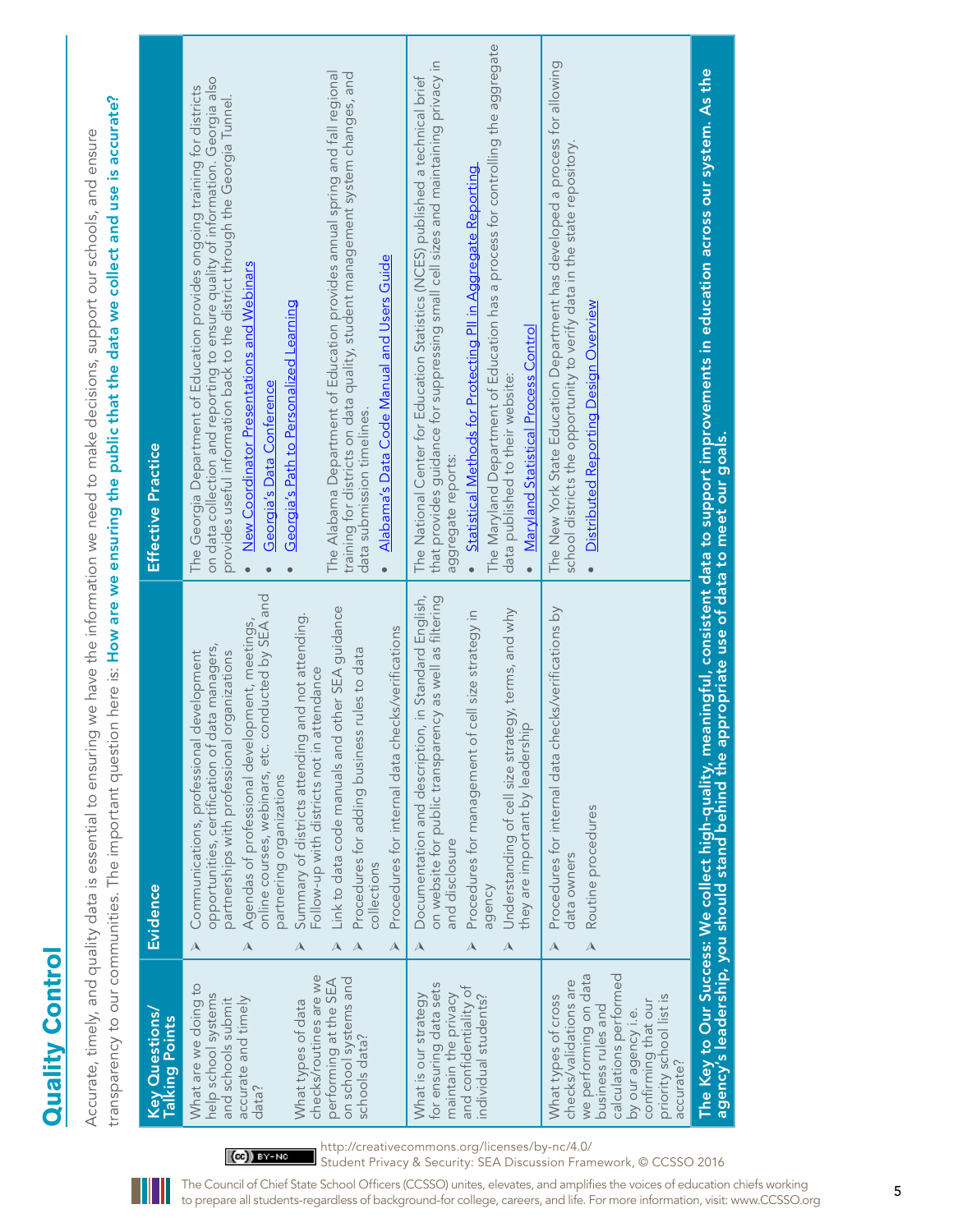# Quality Control

Accurate, timely, and quality data is essential to ensuring we have the information we need to make decisions, support our schools, and ensure transparency to our communities. The important question here is: **How are we ensuring the public that the data we collect and use is accurate?**

| Key Questions/ Talking Points | Evidence | Effective Practice |
|---|---|---|
| What are we doing to help school systems and schools submit accurate and timely data?<br><br>What types of data checks/routines are we performing at the SEA on school systems and schools data? | ➢ Communications, professional development opportunities, certification of data managers, partnerships with professional organizations<br>➢ Agendas of professional development, meetings, online courses, webinars, etc. conducted by SEA and partnering organizations<br>➢ Summary of districts attending and not attending. Follow-up with districts not in attendance<br>➢ Link to data code manuals and other SEA guidance<br>➢ Procedures for adding business rules to data collections<br>➢ Procedures for internal data checks/verifications | The Georgia Department of Education provides ongoing training for districts on data collection and reporting to ensure quality of information. Georgia also provides useful information back to the district through the Georgia Tunnel.<br>• New Coordinator Presentations and Webinars<br>• Georgia's Data Conference<br>• Georgia's Path to Personalized Learning<br><br>The Alabama Department of Education provides annual spring and fall regional training for districts on data quality, student management system changes, and data submission timelines.<br>• Alabama's Data Code Manual and Users Guide |
| What is our strategy for ensuring data sets maintain the privacy and confidentiality of individual students? | ➢ Documentation and description, in Standard English, on website for public transparency as well as filtering and disclosure<br>➢ Procedures for management of cell size strategy in agency<br>➢ Understanding of cell size strategy, terms, and why they are important by leadership | The National Center for Education Statistics (NCES) published a technical brief that provides guidance for suppressing small cell sizes and maintaining privacy in aggregate reports:<br>• Statistical Methods for Protecting PII in Aggregate Reporting<br><br>The Maryland Department of Education has a process for controlling the aggregate data published to their website:<br>• Maryland Statistical Process Control |
| What types of cross checks/validations are we performing on data business rules and calculations performed by our agency i.e. confirming that our priority school list is accurate? | ➢ Procedures for internal data checks/verifications by data owners<br>➢ Routine procedures | The New York State Education Department has developed a process for allowing school districts the opportunity to verify data in the state repository.<br>• Distributed Reporting Design Overview |

**The Key to Our Success: We collect high-quality, meaningful, consistent data to support improvements in education across our system. As the agency's leadership, you should stand behind the appropriate use of data to meet our goals.**

http://creativecommons.org/licenses/by-nc/4.0/
Student Privacy & Security: SEA Discussion Framework, © CCSSO 2016

The Council of Chief State School Officers (CCSSO) unites, elevates, and amplifies the voices of education chiefs working to prepare all students-regardless of background-for college, careers, and life. For more information, visit: www.CCSSO.org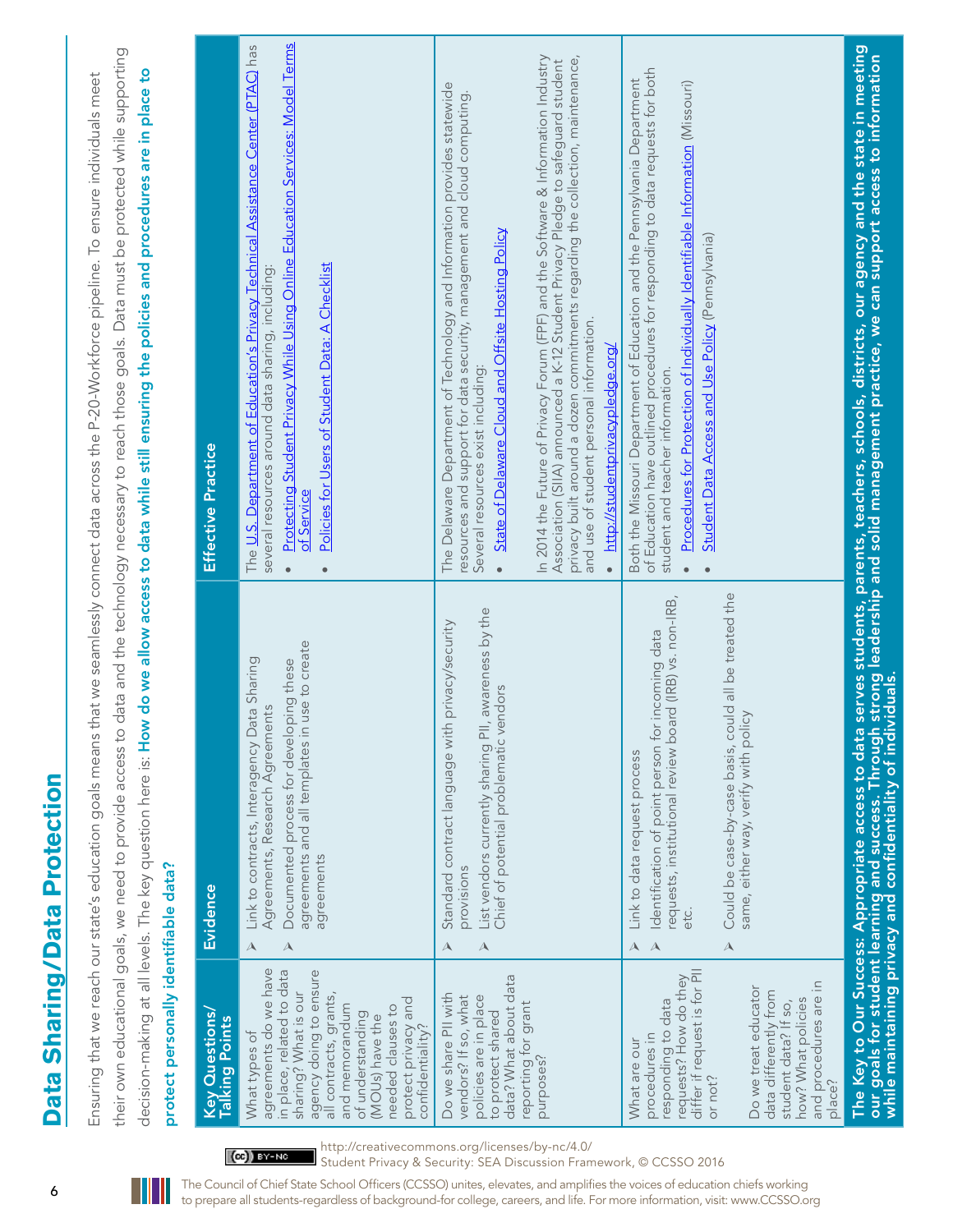# Data Sharing/Data Protection

Ensuring that we reach our state's education goals means that we seamlessly connect data across the P-20-Workforce pipeline. To ensure individuals meet their own educational goals, we need to provide access to data and the technology necessary to reach those goals. Data must be protected while supporting decision-making at all levels. The key question here is: **How do we allow access to data while still ensuring the policies and procedures are in place to protect personally identifiable data?**

| Key Questions/ Talking Points | Evidence | Effective Practice |
|---|---|---|
| What types of agreements do we have in place, related to data sharing? What is our agency doing to ensure all contracts, grants, and memorandum of understanding (MOUs) have the needed clauses to protect privacy and confidentiality? | ➢ Link to contracts, Interagency Data Sharing Agreements, Research Agreements<br>➢ Documented process for developing these agreements and all templates in use to create agreements | The U.S. Department of Education's Privacy Technical Assistance Center (PTAC) has several resources around data sharing, including:<br>• Protecting Student Privacy While Using Online Education Services: Model Terms of Service<br>• Policies for Users of Student Data: A Checklist |
| Do we share PII with vendors? If so, what policies are in place to protect shared data? What about data reporting for grant purposes? | ➢ Standard contract language with privacy/security provisions<br>➢ List vendors currently sharing PII, awareness by the Chief of potential problematic vendors | The Delaware Department of Technology and Information provides statewide resources and support for data security, management and cloud computing. Several resources exist including:<br>• State of Delaware Cloud and Offsite Hosting Policy<br><br>In 2014 the Future of Privacy Forum (FPF) and the Software & Information Industry Association (SIIA) announced a K-12 Student Privacy Pledge to safeguard student privacy built around a dozen commitments regarding the collection, maintenance, and use of student personal information.<br>• http://studentprivacypledge.org/ |
| What are our procedures in responding to data requests? How do they differ if request is for PII or not?<br><br>Do we treat educator data differently from student data? If so, how? What policies and procedures are in place? | ➢ Link to data request process<br>➢ Identification of point person for incoming data requests, institutional review board (IRB) vs. non-IRB, etc.<br>➢ Could be case-by-case basis, could all be treated the same, either way, verify with policy | Both the Missouri Department of Education and the Pennsylvania Department of Education have outlined procedures for responding to data requests for both student and teacher information.<br>• Procedures for Protection of Individually Identifiable Information (Missouri)<br>• Student Data Access and Use Policy (Pennsylvania) |

**The Key to Our Success: Appropriate access to data serves students, parents, teachers, schools, districts, our agency and the state in meeting our goals for student learning and success. Through strong leadership and solid management practice, we can support access to information while maintaining privacy and confidentiality of individuals.**

http://creativecommons.org/licenses/by-nc/4.0/
Student Privacy & Security: SEA Discussion Framework, © CCSSO 2016

The Council of Chief State School Officers (CCSSO) unites, elevates, and amplifies the voices of education chiefs working to prepare all students-regardless of background-for college, careers, and life. For more information, visit: www.CCSSO.org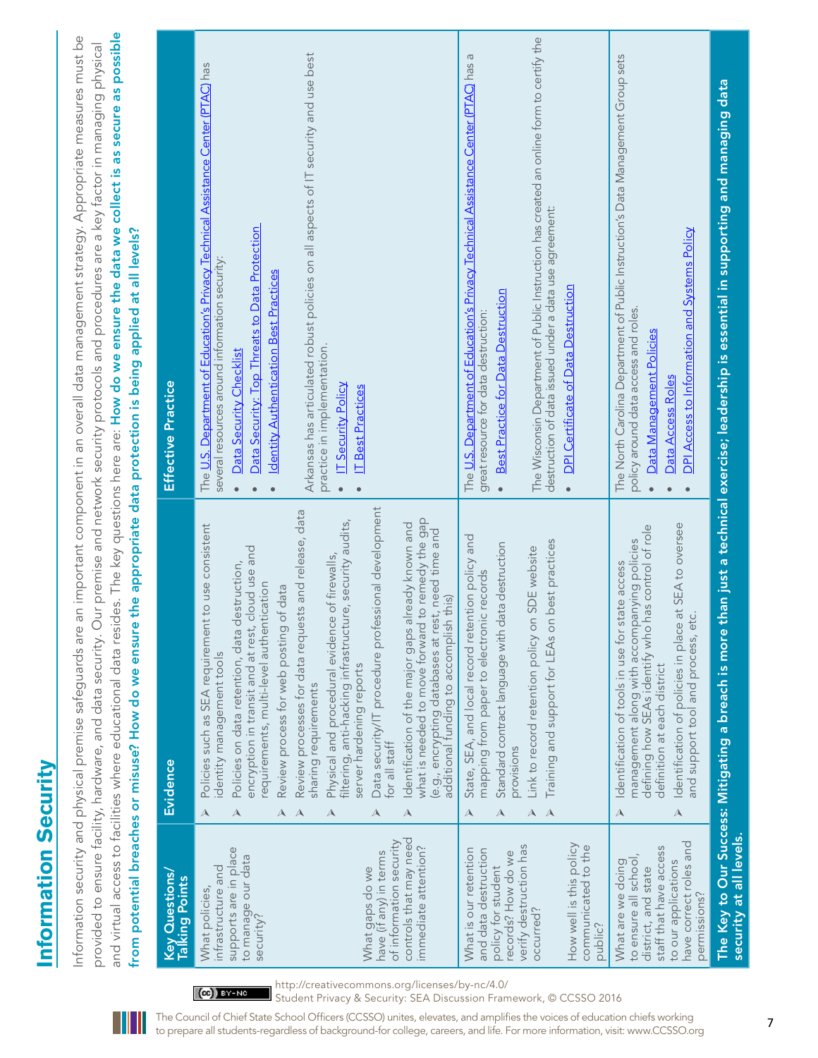# Information Security

Information security and physical premise safeguards are an important component in an overall data management strategy. Appropriate measures must be provided to ensure facility, hardware, and data security. Our premise and network security protocols and procedures are a key factor in managing physical and virtual access to facilities where educational data resides. The key questions here are: **How do we ensure the data we collect is as secure as possible from potential breaches or misuse? How do we ensure the appropriate data protection is being applied at all levels?**

| Key Questions/ Talking Points | Evidence | Effective Practice |
|---|---|---|
| What policies, infrastructure and supports are in place to manage our data security?<br><br>What gaps do we have (if any) in terms of information security controls that may need immediate attention? | ➤ Policies such as SEA requirement to use consistent identity management tools<br>➤ Policies on data retention, data destruction, encryption in transit and at rest, cloud use and requirements, multi-level authentication<br>➤ Review process for web posting of data<br>➤ Review processes for data requests and release, data sharing requirements<br>➤ Physical and procedural evidence of firewalls, filtering, anti-hacking infrastructure, security audits, server hardening reports<br>➤ Data security/IT procedure professional development for all staff<br>➤ Identification of the major gaps already known and what is needed to move forward to remedy the gap (e.g., encrypting databases at rest, need time and additional funding to accomplish this) | The U.S. Department of Education's Privacy Technical Assistance Center (PTAC) has several resources around information security:<br>• Data Security Checklist<br>• Data Security: Top Threats to Data Protection<br>• Identity Authentication Best Practices<br><br>Arkansas has articulated robust policies on all aspects of IT security and use best practice in implementation.<br>• IT Security Policy<br>• IT Best Practices |
| What is our retention and data destruction policy for student records? How do we verify destruction has occurred?<br><br>How well is this policy communicated to the public? | ➤ State, SEA, and local record retention policy and mapping from paper to electronic records<br>➤ Standard contract language with data destruction provisions<br>➤ Link to record retention policy on SDE website<br>➤ Training and support for LEAs on best practices | The U.S. Department of Education's Privacy Technical Assistance Center (PTAC) has a great resource for data destruction:<br>• Best Practice for Data Destruction<br><br>The Wisconsin Department of Public Instruction has created an online form to certify the destruction of data issued under a data use agreement:<br>• DPI Certificate of Data Destruction |
| What are we doing to ensure all school, district, and state staff that have access to our applications have correct roles and permissions? | ➤ Identification of tools in use for state access management along with accompanying policies defining how SEAs identify who has control of role definition at each district<br>➤ Identification of policies in place at SEA to oversee and support tool and process, etc. | The North Carolina Department of Public Instruction's Data Management Group sets policy around data access and roles.<br>• Data Management Policies<br>• Data Access Roles<br>• DPI Access to Information and Systems Policy |

**The Key to Our Success: Mitigating a breach is more than just a technical exercise; leadership is essential in supporting and managing data security at all levels.**

http://creativecommons.org/licenses/by-nc/4.0/
Student Privacy & Security: SEA Discussion Framework, © CCSSO 2016

The Council of Chief State School Officers (CCSSO) unites, elevates, and amplifies the voices of education chiefs working to prepare all students-regardless of background-for college, careers, and life. For more information, visit: www.CCSSO.org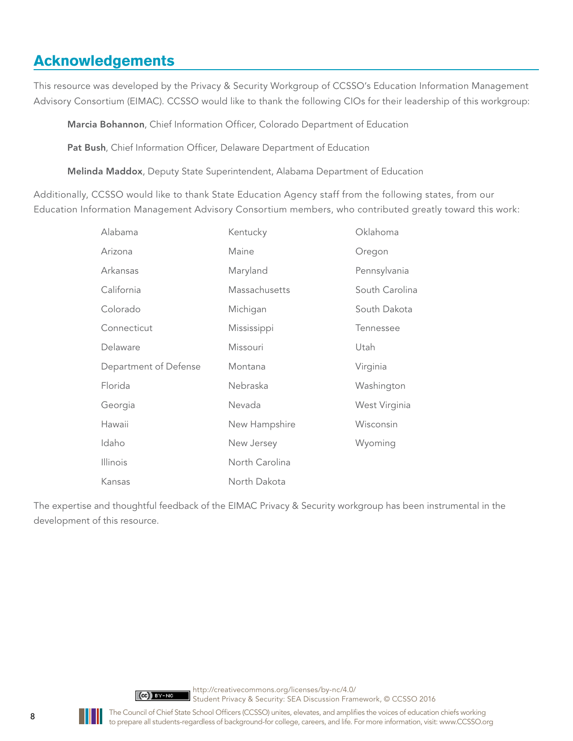## Acknowledgements

This resource was developed by the Privacy & Security Workgroup of CCSSO's Education Information Management Advisory Consortium (EIMAC). CCSSO would like to thank the following CIOs for their leadership of this workgroup:

**Marcia Bohannon**, Chief Information Officer, Colorado Department of Education

**Pat Bush**, Chief Information Officer, Delaware Department of Education

**Melinda Maddox**, Deputy State Superintendent, Alabama Department of Education

Additionally, CCSSO would like to thank State Education Agency staff from the following states, from our Education Information Management Advisory Consortium members, who contributed greatly toward this work:

- Alabama
- Arizona
- Arkansas
- California
- Colorado
- Connecticut
- Delaware
- Department of Defense
- Florida
- Georgia
- Hawaii
- Idaho
- Illinois
- Kansas
- Kentucky
- Maine
- Maryland
- Massachusetts
- Michigan
- Mississippi
- Missouri
- Montana
- Nebraska
- Nevada
- New Hampshire
- New Jersey
- North Carolina
- North Dakota
- Oklahoma
- Oregon
- Pennsylvania
- South Carolina
- South Dakota
- Tennessee
- Utah
- Virginia
- Washington
- West Virginia
- Wisconsin
- Wyoming

The expertise and thoughtful feedback of the EIMAC Privacy & Security workgroup has been instrumental in the development of this resource.

http://creativecommons.org/licenses/by-nc/4.0/
Student Privacy & Security: SEA Discussion Framework, © CCSSO 2016

The Council of Chief State School Officers (CCSSO) unites, elevates, and amplifies the voices of education chiefs working to prepare all students-regardless of background-for college, careers, and life. For more information, visit: www.CCSSO.org